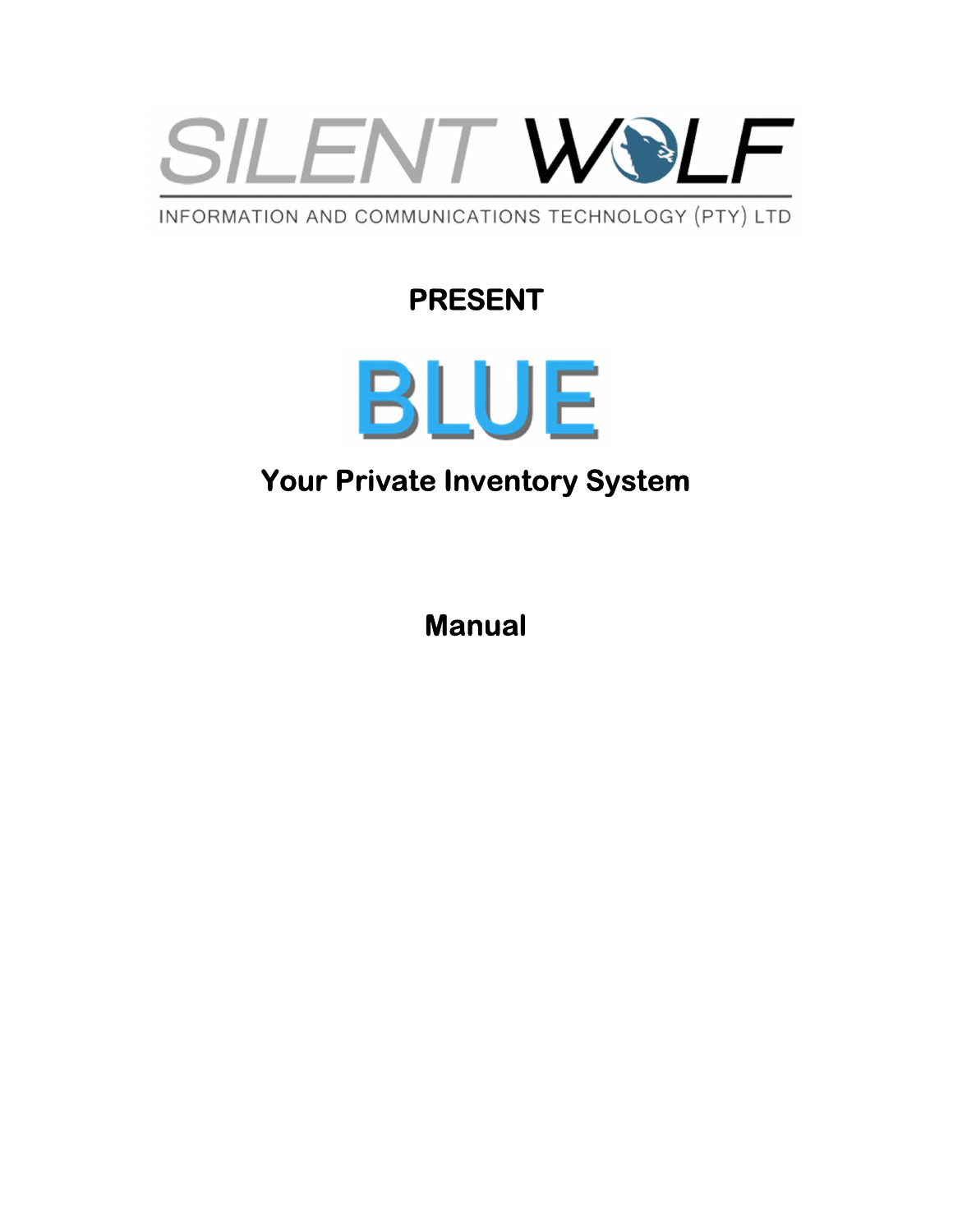SILENT WOLF

INFORMATION AND COMMUNICATIONS TECHNOLOGY (PTY) LTD

**PRESENT**

# BLUE

## Your Private Inventory System

## Manual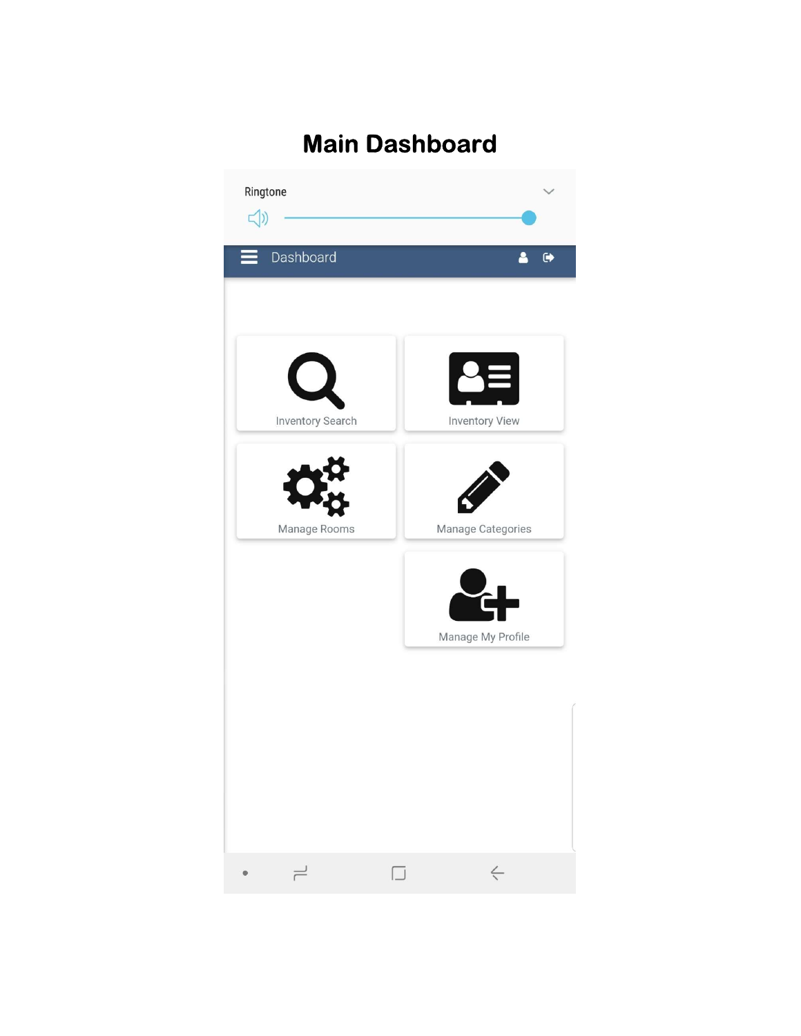# Main Dashboard

Ringtone

Dashboard

Inventory Search

Inventory View

Manage Rooms

Manage Categories

Manage My Profile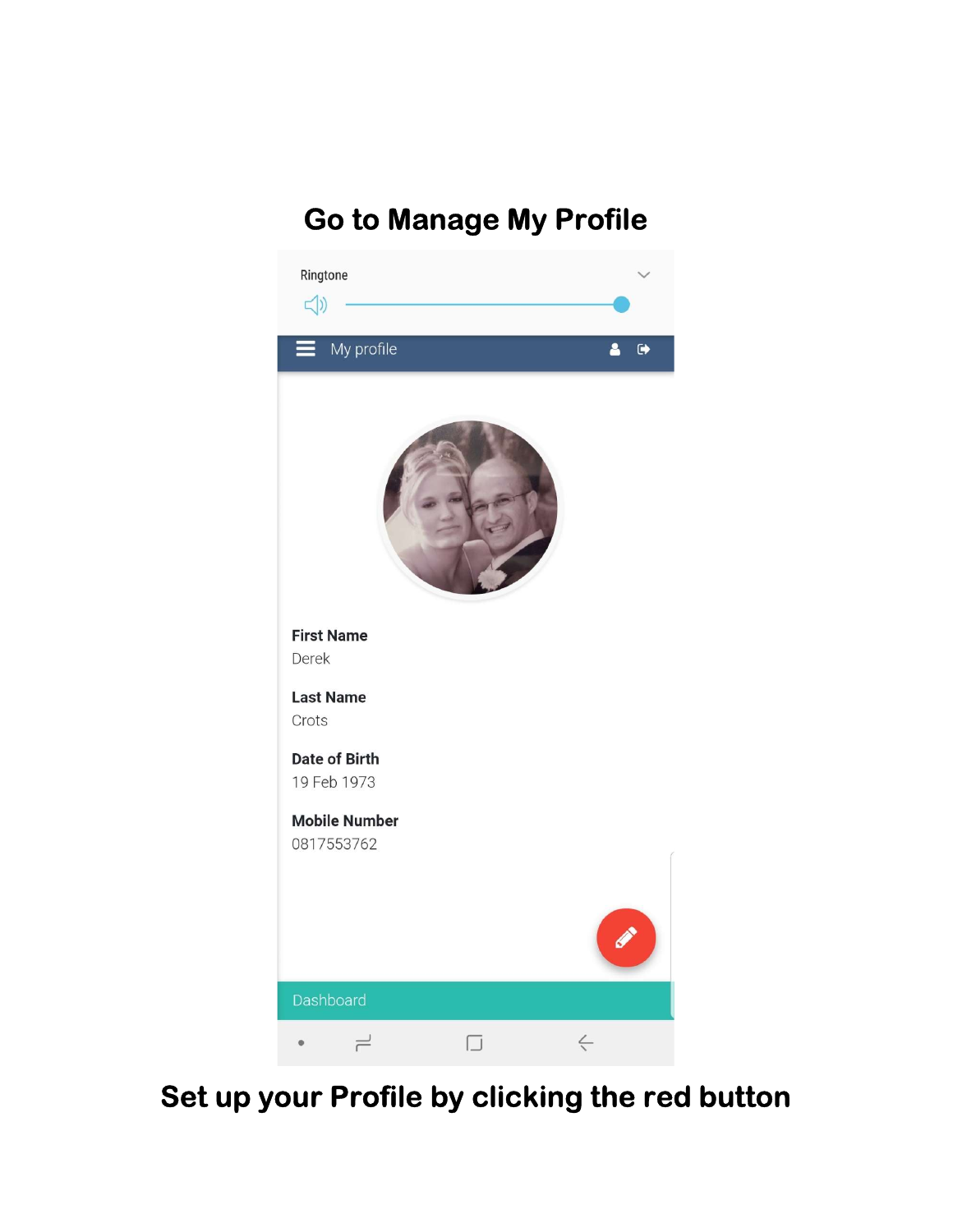## Go to Manage My Profile

Ringtone

My profile

First Name
Derek

Last Name
Crots

Date of Birth
19 Feb 1973

Mobile Number
0817553762

Dashboard

**Set up your Profile by clicking the red button**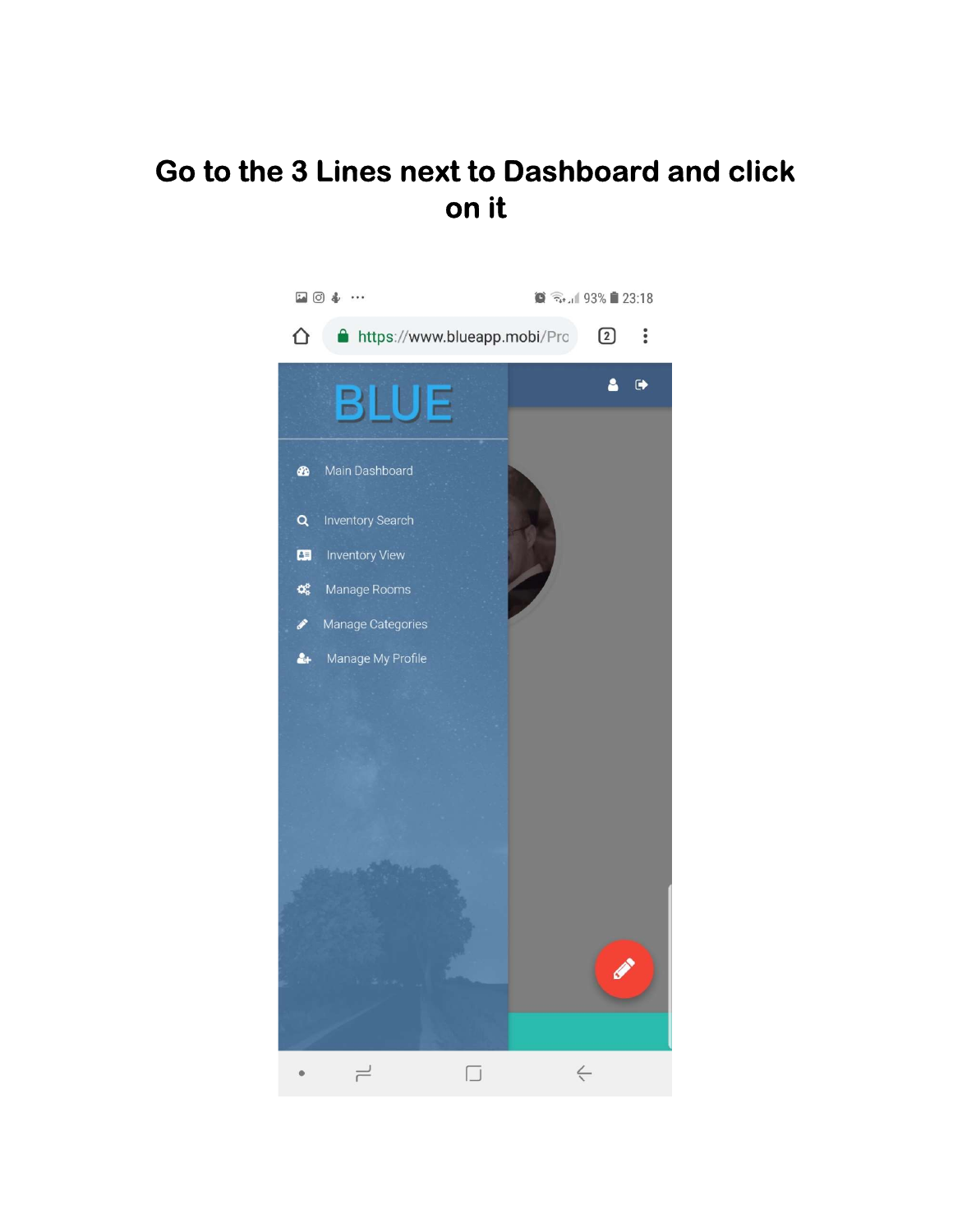# Go to the 3 Lines next to Dashboard and click on it

https://www.blueapp.mobi/Pro

BLUE

- Main Dashboard
- Inventory Search
- Inventory View
- Manage Rooms
- Manage Categories
- Manage My Profile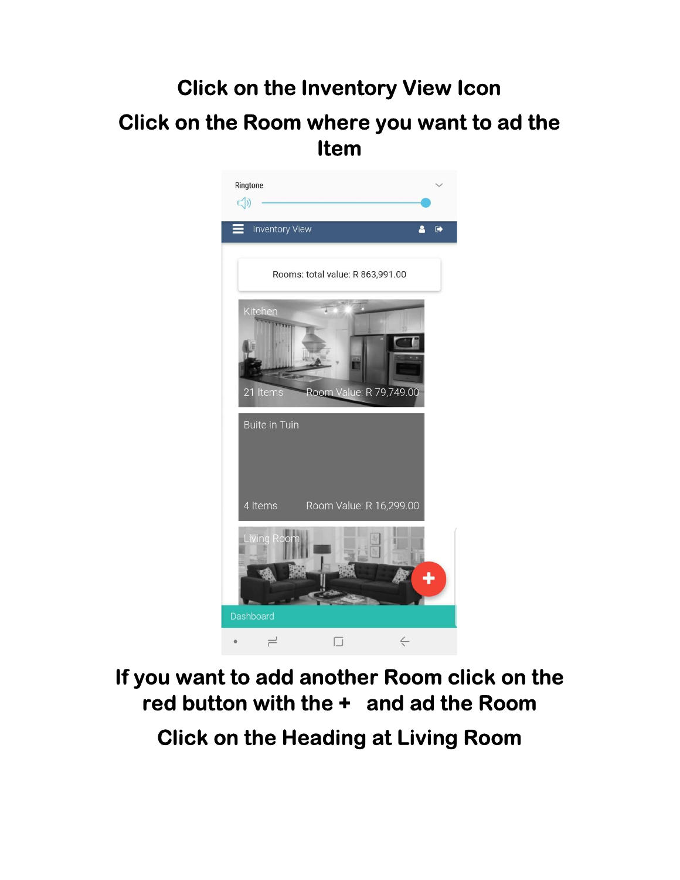**Click on the Inventory View Icon**

**Click on the Room where you want to ad the Item**

Ringtone

Inventory View

Rooms: total value: R 863,991.00

Kitchen

21 Items Room Value: R 79,749.00

Buite in Tuin

4 Items Room Value: R 16,299.00

Living Room

Dashboard

**If you want to add another Room click on the red button with the + and ad the Room**

**Click on the Heading at Living Room**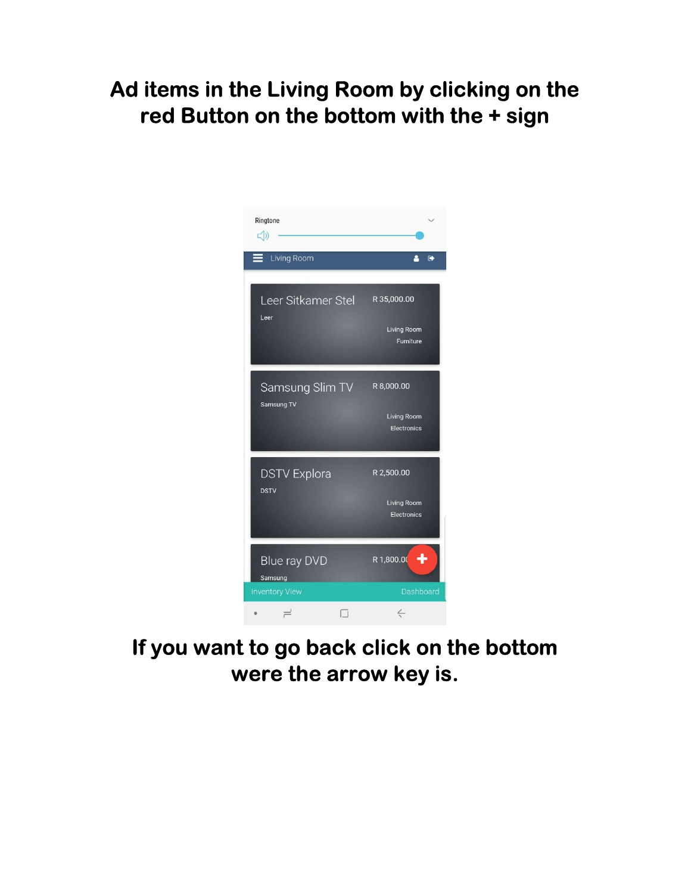**Ad items in the Living Room by clicking on the red Button on the bottom with the + sign**

**If you want to go back click on the bottom were the arrow key is.**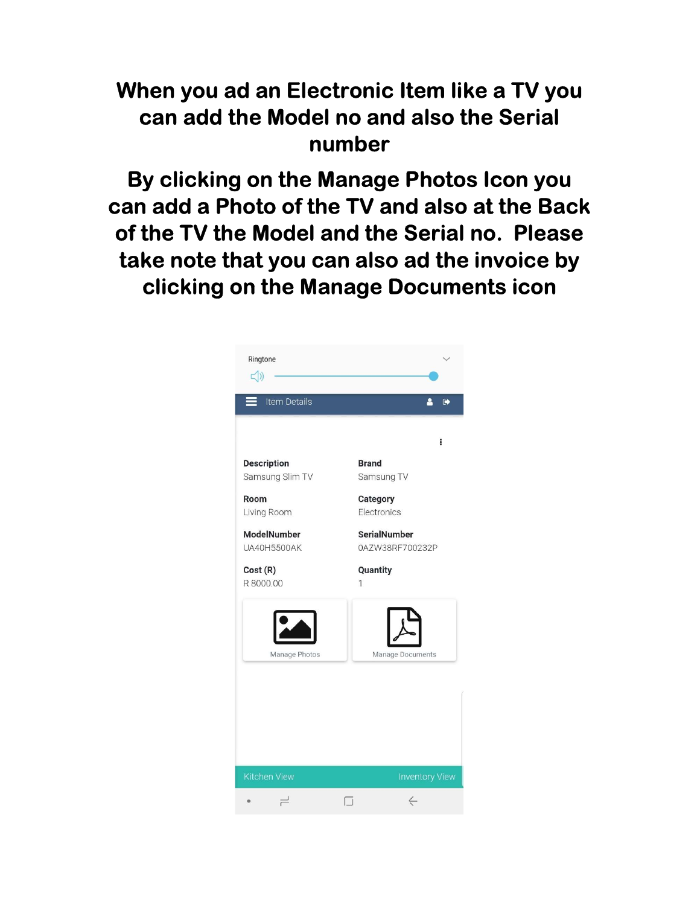**When you ad an Electronic Item like a TV you can add the Model no and also the Serial number**

**By clicking on the Manage Photos Icon you can add a Photo of the TV and also at the Back of the TV the Model and the Serial no. Please take note that you can also ad the invoice by clicking on the Manage Documents icon**

Ringtone

Item Details

| Description | Brand |
|---|---|
| Samsung Slim TV | Samsung TV |
| **Room** | **Category** |
| Living Room | Electronics |
| **ModelNumber** | **SerialNumber** |
| UA40H5500AK | 0AZW38RF700232P |
| **Cost (R)** | **Quantity** |
| R 8000.00 | 1 |

Manage Photos

Manage Documents

Kitchen View

Inventory View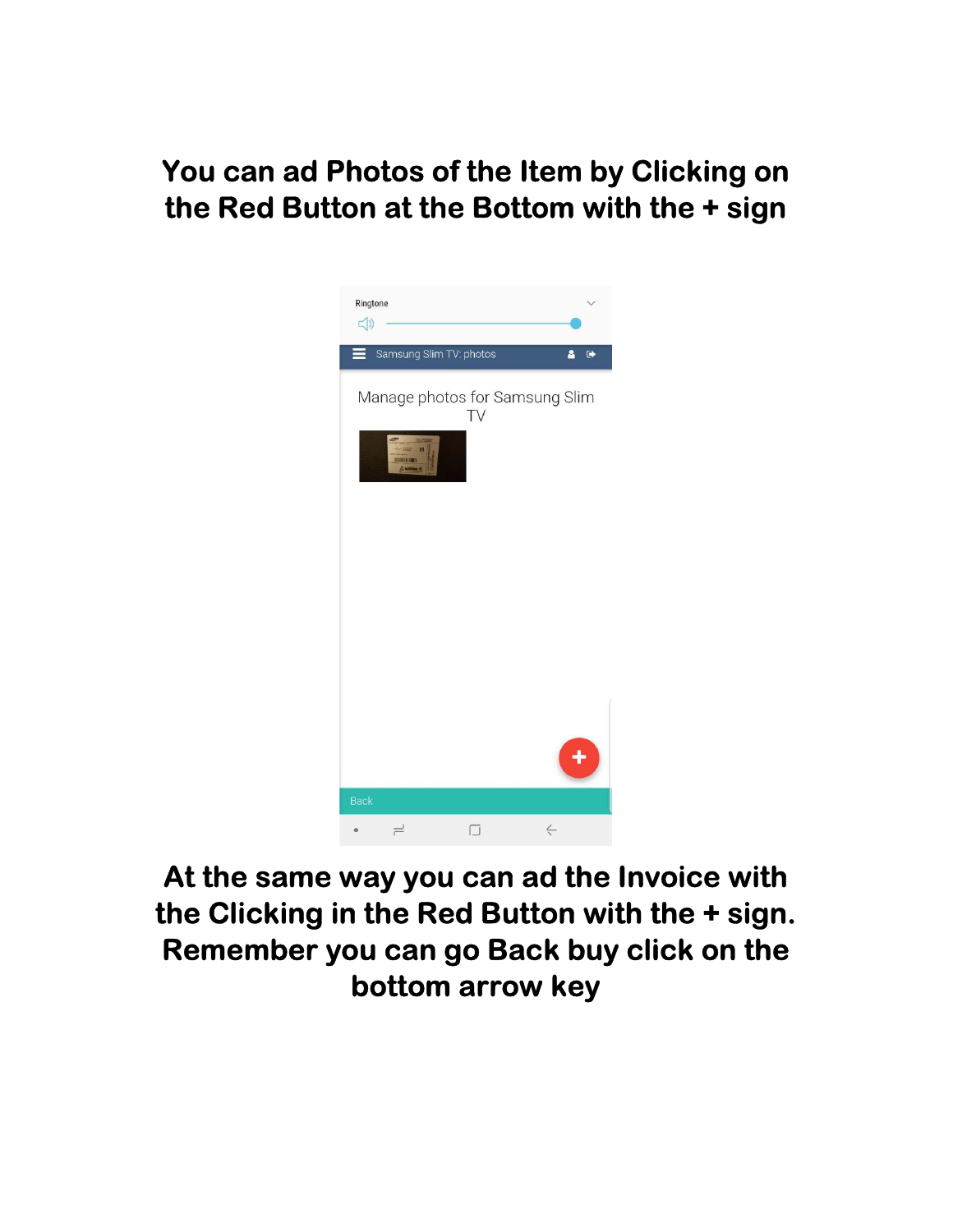**You can ad Photos of the Item by Clicking on the Red Button at the Bottom with the + sign**

Ringtone

Samsung Slim TV: photos

Manage photos for Samsung Slim TV

Back

**At the same way you can ad the Invoice with the Clicking in the Red Button with the + sign. Remember you can go Back buy click on the bottom arrow key**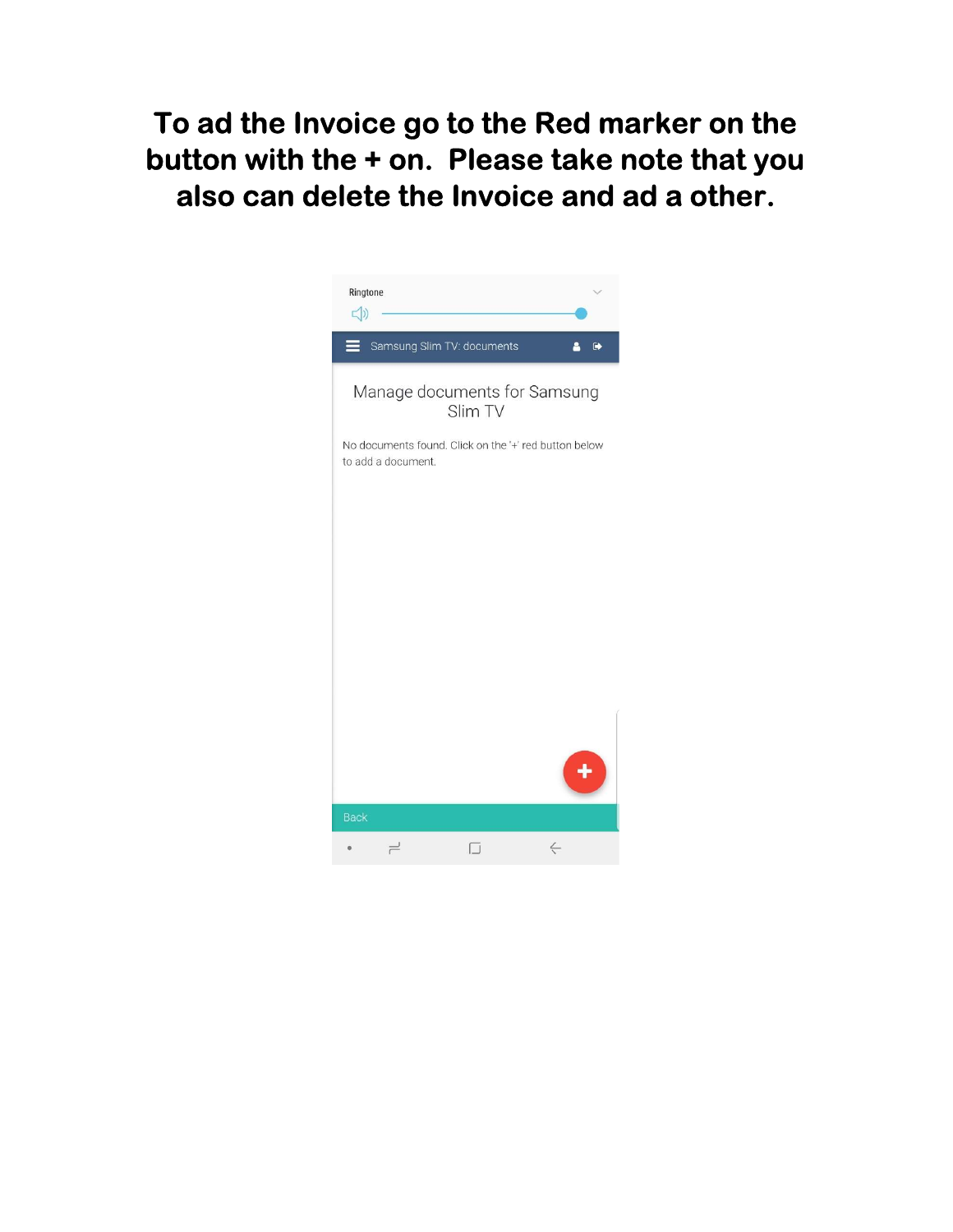**To ad the Invoice go to the Red marker on the button with the + on. Please take note that you also can delete the Invoice and ad a other.**

Ringtone

Samsung Slim TV: documents

Manage documents for Samsung Slim TV

No documents found. Click on the '+' red button below to add a document.

Back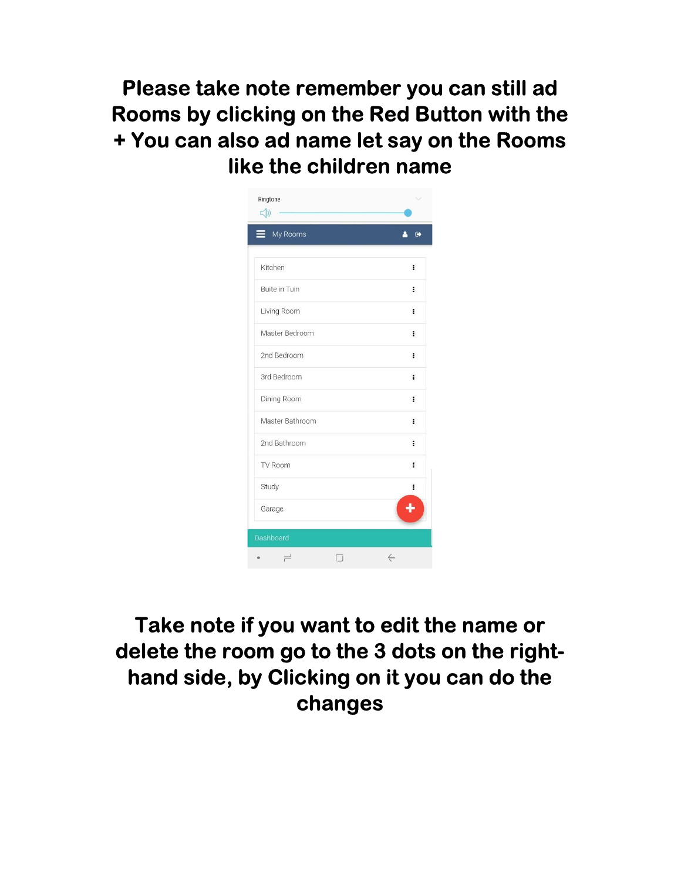**Please take note remember you can still ad Rooms by clicking on the Red Button with the + You can also ad name let say on the Rooms like the children name**

Ringtone

My Rooms

Kitchen

Buite in Tuin

Living Room

Master Bedroom

2nd Bedroom

3rd Bedroom

Dining Room

Master Bathroom

2nd Bathroom

TV Room

Study

Garage

Dashboard

**Take note if you want to edit the name or delete the room go to the 3 dots on the right-hand side, by Clicking on it you can do the changes**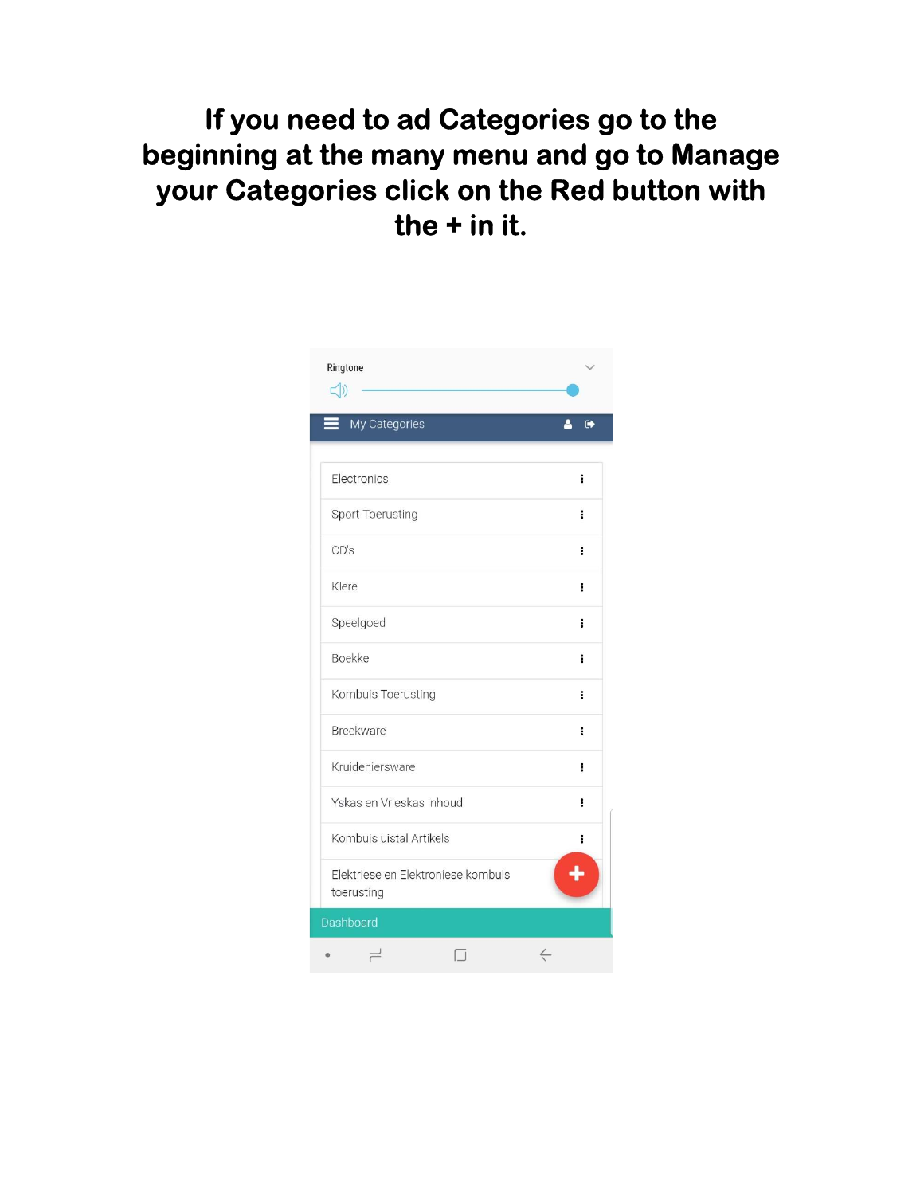**If you need to ad Categories go to the beginning at the many menu and go to Manage your Categories click on the Red button with the + in it.**

Ringtone

My Categories

- Electronics
- Sport Toerusting
- CD's
- Klere
- Speelgoed
- Boekke
- Kombuis Toerusting
- Breekware
- Kruideniersware
- Yskas en Vrieskas inhoud
- Kombuis uistal Artikels
- Elektriese en Elektroniese kombuis toerusting

+

Dashboard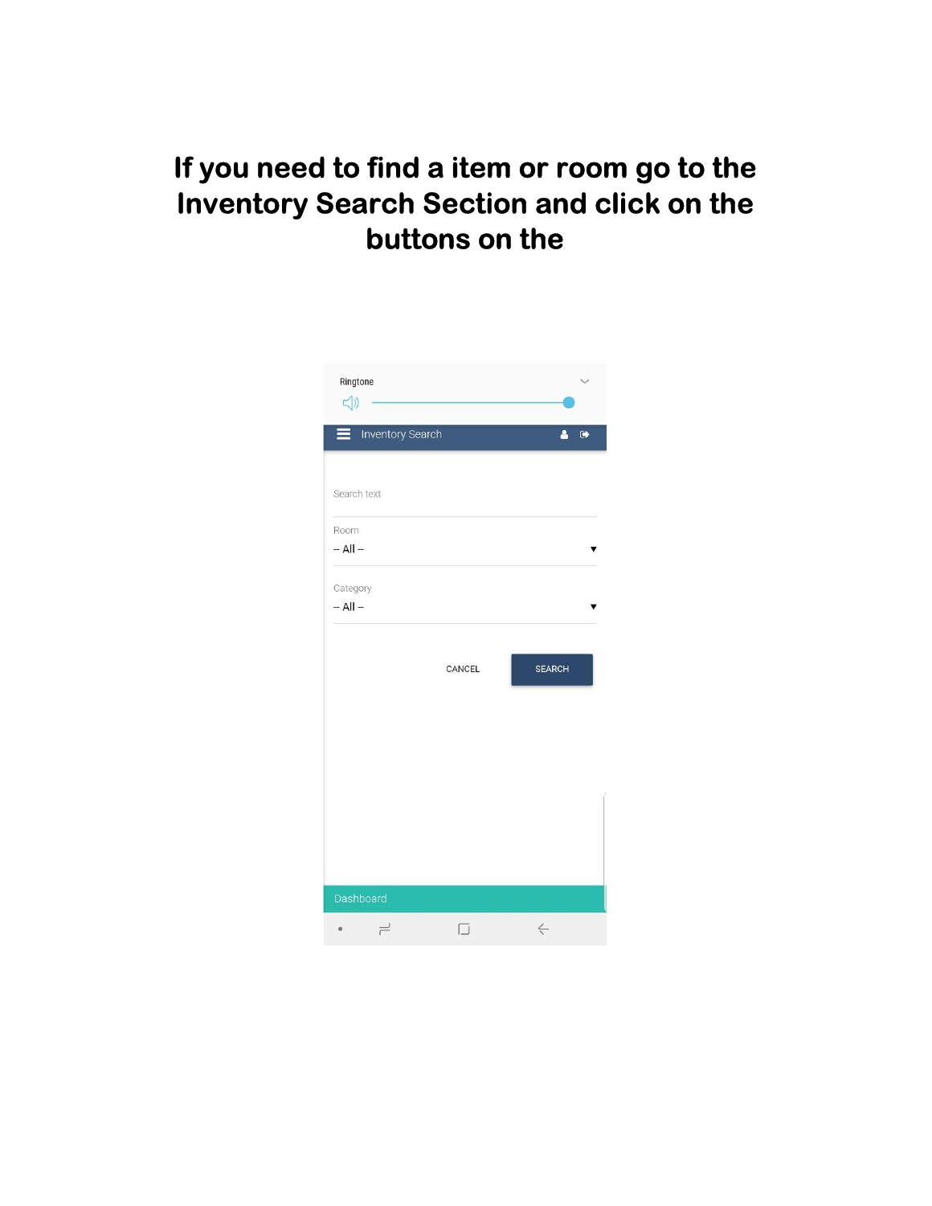# If you need to find a item or room go to the Inventory Search Section and click on the buttons on the

Ringtone

Inventory Search

Search text

Room

– All –

Category

– All –

CANCEL

SEARCH

Dashboard